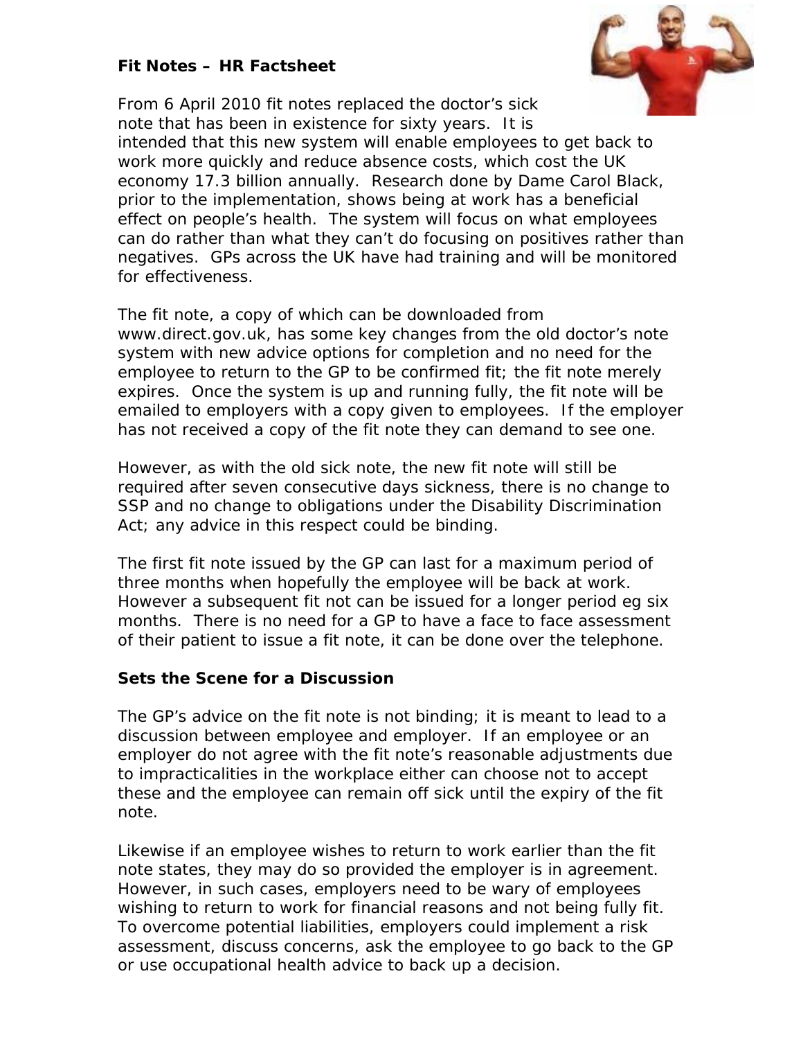**Fit Notes – HR Factsheet**

From 6 April 2010 fit notes replaced the doctor's sick note that has been in existence for sixty years. It is intended that this new system will enable employees to get back to work more quickly and reduce absence costs, which cost the UK economy 17.3 billion annually. Research done by Dame Carol Black, prior to the implementation, shows being at work has a beneficial effect on people's health. The system will focus on what employees can do rather than what they can't do focusing on positives rather than negatives. GPs across the UK have had training and will be monitored for effectiveness.

The fit note, a copy of which can be downloaded from www.direct.gov.uk, has some key changes from the old doctor's note system with new advice options for completion and no need for the employee to return to the GP to be confirmed fit; the fit note merely expires. Once the system is up and running fully, the fit note will be emailed to employers with a copy given to employees. If the employer has not received a copy of the fit note they can demand to see one.

However, as with the old sick note, the new fit note will still be required after seven consecutive days sickness, there is no change to SSP and no change to obligations under the Disability Discrimination Act; any advice in this respect could be binding.

The first fit note issued by the GP can last for a maximum period of three months when hopefully the employee will be back at work. However a subsequent fit not can be issued for a longer period eg six months. There is no need for a GP to have a face to face assessment of their patient to issue a fit note, it can be done over the telephone.

**Sets the Scene for a Discussion**

The GP's advice on the fit note is not binding; it is meant to lead to a discussion between employee and employer. If an employee or an employer do not agree with the fit note's reasonable adjustments due to impracticalities in the workplace either can choose not to accept these and the employee can remain off sick until the expiry of the fit note.

Likewise if an employee wishes to return to work earlier than the fit note states, they may do so provided the employer is in agreement. However, in such cases, employers need to be wary of employees wishing to return to work for financial reasons and not being fully fit. To overcome potential liabilities, employers could implement a risk assessment, discuss concerns, ask the employee to go back to the GP or use occupational health advice to back up a decision.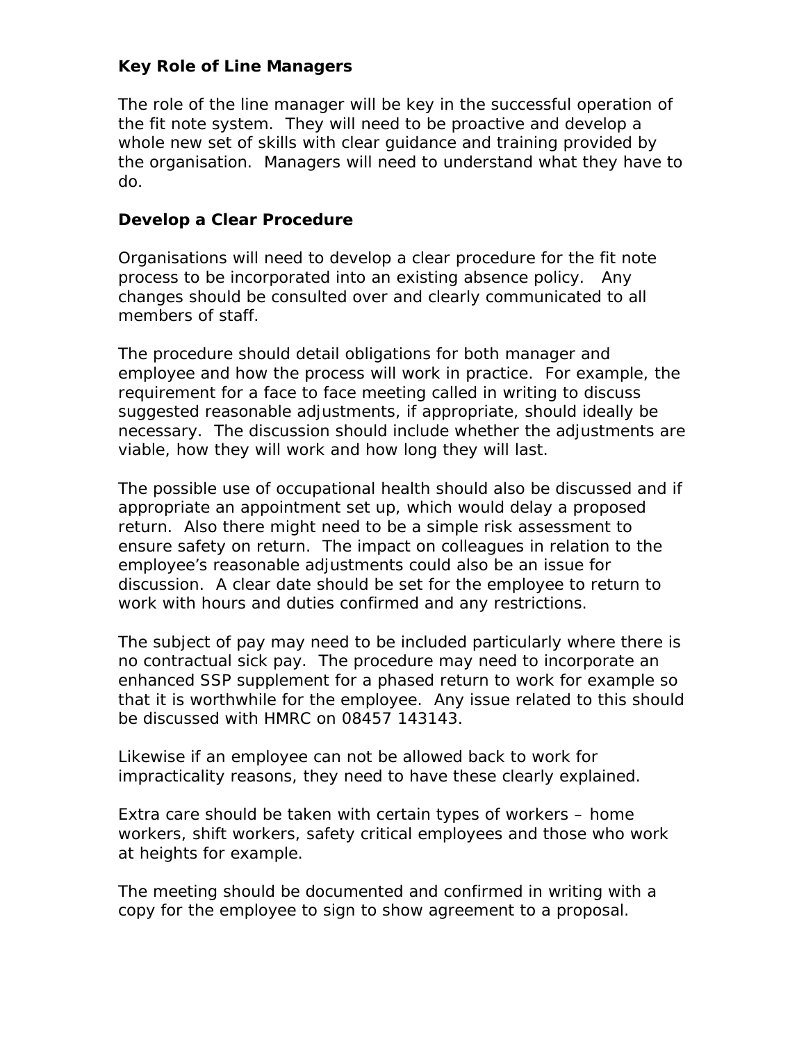**Key Role of Line Managers**

The role of the line manager will be key in the successful operation of the fit note system. They will need to be proactive and develop a whole new set of skills with clear guidance and training provided by the organisation. Managers will need to understand what they have to do.

**Develop a Clear Procedure**

Organisations will need to develop a clear procedure for the fit note process to be incorporated into an existing absence policy. Any changes should be consulted over and clearly communicated to all members of staff.

The procedure should detail obligations for both manager and employee and how the process will work in practice. For example, the requirement for a face to face meeting called in writing to discuss suggested reasonable adjustments, if appropriate, should ideally be necessary. The discussion should include whether the adjustments are viable, how they will work and how long they will last.

The possible use of occupational health should also be discussed and if appropriate an appointment set up, which would delay a proposed return. Also there might need to be a simple risk assessment to ensure safety on return. The impact on colleagues in relation to the employee's reasonable adjustments could also be an issue for discussion. A clear date should be set for the employee to return to work with hours and duties confirmed and any restrictions.

The subject of pay may need to be included particularly where there is no contractual sick pay. The procedure may need to incorporate an enhanced SSP supplement for a phased return to work for example so that it is worthwhile for the employee. Any issue related to this should be discussed with HMRC on 08457 143143.

Likewise if an employee can not be allowed back to work for impracticality reasons, they need to have these clearly explained.

Extra care should be taken with certain types of workers – home workers, shift workers, safety critical employees and those who work at heights for example.

The meeting should be documented and confirmed in writing with a copy for the employee to sign to show agreement to a proposal.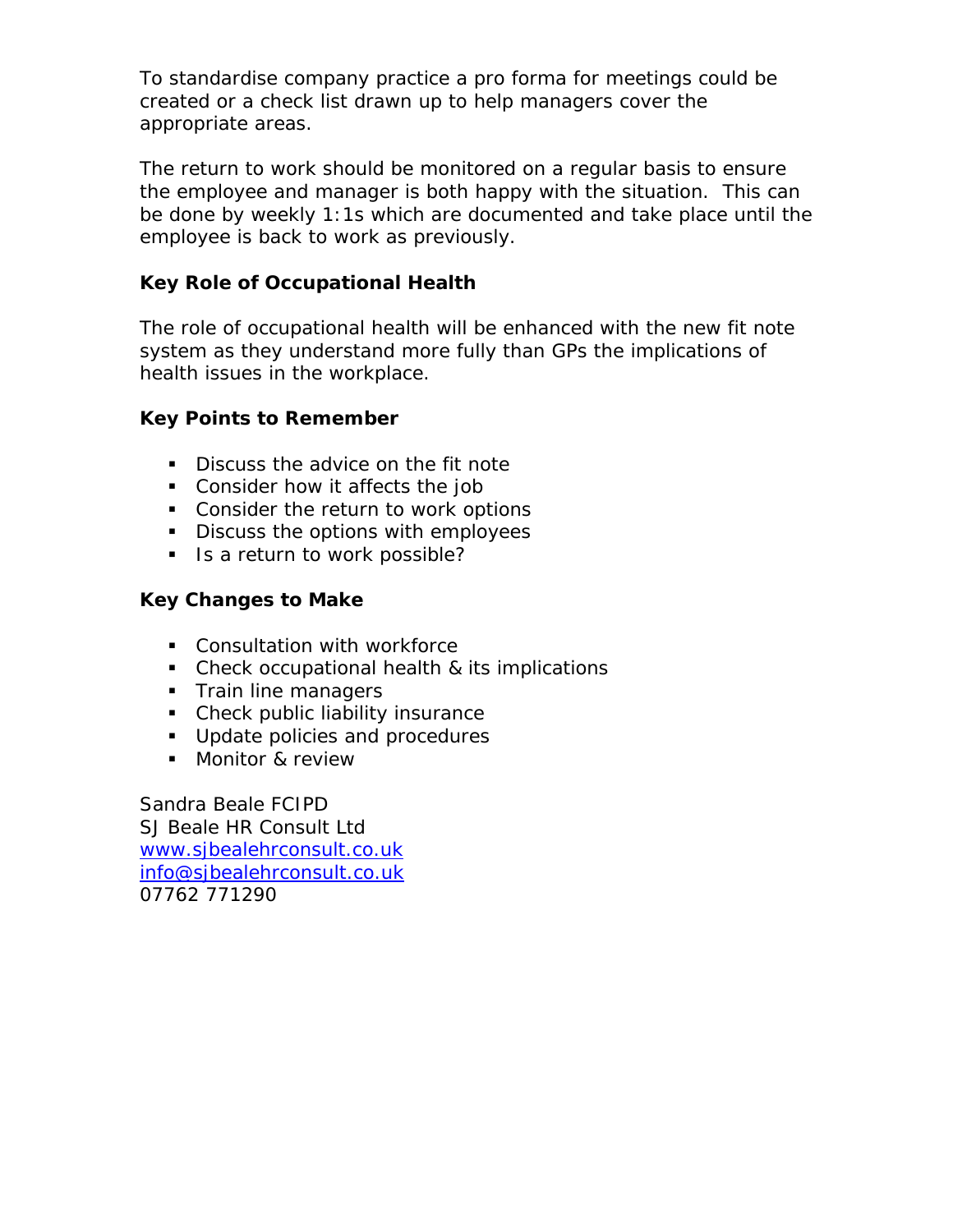To standardise company practice a pro forma for meetings could be created or a check list drawn up to help managers cover the appropriate areas.

The return to work should be monitored on a regular basis to ensure the employee and manager is both happy with the situation. This can be done by weekly 1:1s which are documented and take place until the employee is back to work as previously.

**Key Role of Occupational Health**

The role of occupational health will be enhanced with the new fit note system as they understand more fully than GPs the implications of health issues in the workplace.

**Key Points to Remember**

- Discuss the advice on the fit note
- Consider how it affects the job
- Consider the return to work options
- Discuss the options with employees
- Is a return to work possible?

**Key Changes to Make**

- Consultation with workforce
- Check occupational health & its implications
- Train line managers
- Check public liability insurance
- Update policies and procedures
- Monitor & review

Sandra Beale FCIPD
SJ Beale HR Consult Ltd
www.sjbealehrconsult.co.uk
info@sjbealehrconsult.co.uk
07762 771290